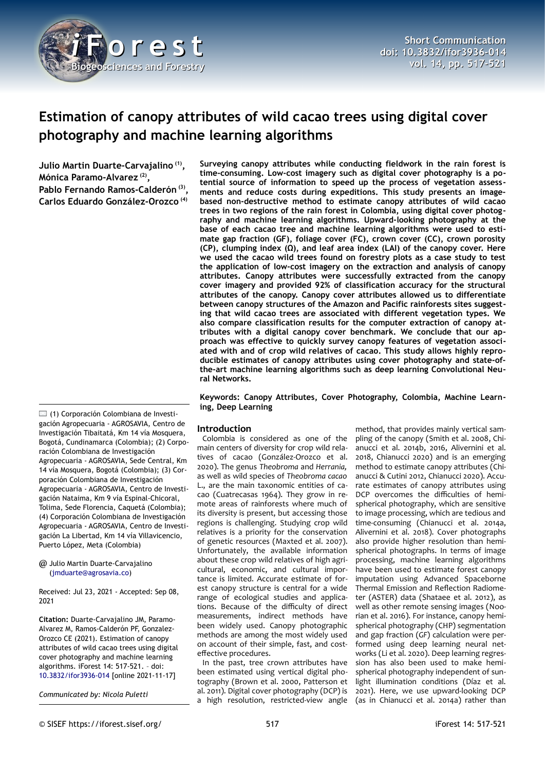# Estimation of canopy attributes of wild cacao trees using digital cover photography and machine learning algorithms

**Julio Martin Duarte-Carvajalino [(1)], Mónica Paramo-Alvarez [(2)], Pablo Fernando Ramos-Calderón [(3)], Carlos Eduardo González-Orozco [(4)]**

**Surveying canopy attributes while conducting fieldwork in the rain forest is time-consuming. Low-cost imagery such as digital cover photography is a potential source of information to speed up the process of vegetation assessments and reduce costs during expeditions. This study presents an image-based non-destructive method to estimate canopy attributes of wild cacao trees in two regions of the rain forest in Colombia, using digital cover photography and machine learning algorithms. Upward-looking photography at the base of each cacao tree and machine learning algorithms were used to estimate gap fraction (GF), foliage cover (FC), crown cover (CC), crown porosity (CP), clumping index (Ω), and leaf area index (LAI) of the canopy cover. Here we used the cacao wild trees found on forestry plots as a case study to test the application of low-cost imagery on the extraction and analysis of canopy attributes. Canopy attributes were successfully extracted from the canopy cover imagery and provided 92% of classification accuracy for the structural attributes of the canopy. Canopy cover attributes allowed us to differentiate between canopy structures of the Amazon and Pacific rainforests sites suggesting that wild cacao trees are associated with different vegetation types. We also compare classification results for the computer extraction of canopy attributes with a digital canopy cover benchmark. We conclude that our approach was effective to quickly survey canopy features of vegetation associated with and of crop wild relatives of cacao. This study allows highly reproducible estimates of canopy attributes using cover photography and state-of-the-art machine learning algorithms such as deep learning Convolutional Neural Networks.**

**Keywords: Canopy Attributes, Cover Photography, Colombia, Machine Learning, Deep Learning**

(1) Corporación Colombiana de Investigación Agropecuaria - AGROSAVIA, Centro de Investigación Tibaitatá, Km 14 vía Mosquera, Bogotá, Cundinamarca (Colombia); (2) Corporación Colombiana de Investigación Agropecuaria - AGROSAVIA, Sede Central, Km 14 vía Mosquera, Bogotá (Colombia); (3) Corporación Colombiana de Investigación Agropecuaria - AGROSAVIA, Centro de Investigación Nataima, Km 9 vía Espinal-Chicoral, Tolima, Sede Florencia, Caquetá (Colombia); (4) Corporación Colombiana de Investigación Agropecuaria - AGROSAVIA, Centro de Investigación La Libertad, Km 14 vía Villavicencio, Puerto López, Meta (Colombia)

@ Julio Martin Duarte-Carvajalino (jmduarte@agrosavia.co)

Received: Jul 23, 2021 - Accepted: Sep 08, 2021

**Citation:** Duarte-Carvajalino JM, Paramo-Alvarez M, Ramos-Calderón PF, Gonzalez-Orozco CE (2021). Estimation of canopy attributes of wild cacao trees using digital cover photography and machine learning algorithms. iForest 14: 517-521. – doi: 10.3832/ifor3936-014 [online 2021-11-17]

*Communicated by: Nicola Puletti*

## Introduction

Colombia is considered as one of the main centers of diversity for crop wild relatives of cacao (González-Orozco et al. 2020). The genus *Theobroma* and *Herrania,* as well as wild species of *Theobroma cacao* L., are the main taxonomic entities of cacao (Cuatrecasas 1964). They grow in remote areas of rainforests where much of its diversity is present, but accessing those regions is challenging. Studying crop wild relatives is a priority for the conservation of genetic resources (Maxted et al. 2007). Unfortunately, the available information about these crop wild relatives of high agricultural, economic, and cultural importance is limited. Accurate estimate of forest canopy structure is central for a wide range of ecological studies and applications. Because of the difficulty of direct measurements, indirect methods have been widely used. Canopy photographic methods are among the most widely used on account of their simple, fast, and cost-effective procedures.

In the past, tree crown attributes have been estimated using vertical digital photography (Brown et al. 2000, Patterson et al. 2011). Digital cover photography (DCP) is a high resolution, restricted-view angle method, that provides mainly vertical sampling of the canopy (Smith et al. 2008, Chianucci et al. 2014b, 2016, Alivernini et al. 2018, Chianucci 2020) and is an emerging method to estimate canopy attributes (Chianucci & Cutini 2012, Chianucci 2020). Accurate estimates of canopy attributes using DCP overcomes the difficulties of hemispherical photography, which are sensitive to image processing, which are tedious and time-consuming (Chianucci et al. 2014a, Alivernini et al. 2018). Cover photographs also provide higher resolution than hemispherical photographs. In terms of image processing, machine learning algorithms have been used to estimate forest canopy imputation using Advanced Spaceborne Thermal Emission and Reflection Radiometer (ASTER) data (Shataee et al. 2012), as well as other remote sensing images (Noorian et al. 2016). For instance, canopy hemispherical photography (CHP) segmentation and gap fraction (*GF*) calculation were performed using deep learning neural networks (Li et al. 2020). Deep learning regression has also been used to make hemispherical photography independent of sunlight illumination conditions (Díaz et al. 2021). Here, we use upward-looking DCP (as in Chianucci et al. 2014a) rather than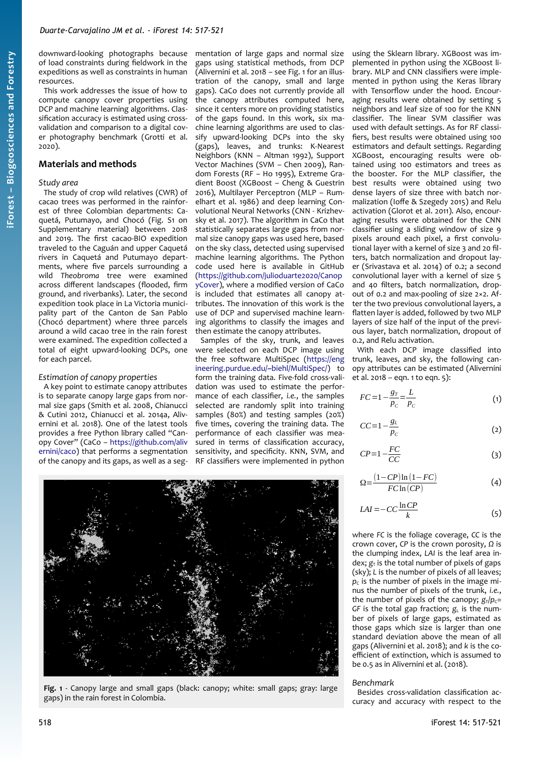downward-looking photographs because of load constraints during fieldwork in the expeditions as well as constraints in human resources.

This work addresses the issue of how to compute canopy cover properties using DCP and machine learning algorithms. Classification accuracy is estimated using cross-validation and comparison to a digital cover photography benchmark (Grotti et al. 2020).

## Materials and methods

### *Study area*

The study of crop wild relatives (CWR) of cacao trees was performed in the rainforest of three Colombian departments: Caquetá, Putumayo, and Chocó (Fig. S1 on Supplementary material) between 2018 and 2019. The first cacao-BIO expedition traveled to the Caguán and upper Caquetá rivers in Caquetá and Putumayo departments, where five parcels surrounding a wild *Theobroma* tree were examined across different landscapes (flooded, firm ground, and riverbanks). Later, the second expedition took place in La Victoria municipality part of the Canton de San Pablo (Chocó department) where three parcels around a wild cacao tree in the rain forest were examined. The expedition collected a total of eight upward-looking DCPs, one for each parcel.

### *Estimation of canopy properties*

A key point to estimate canopy attributes is to separate canopy large gaps from normal size gaps (Smith et al. 2008, Chianucci & Cutini 2012, Chianucci et al. 2014a, Alivernini et al. 2018). One of the latest tools provides a free Python library called "Canopy Cover" (CaCo – https://github.com/alivernini/caco) that performs a segmentation of the canopy and its gaps, as well as a segmentation of large gaps and normal size gaps using statistical methods, from DCP (Alivernini et al. 2018 – see Fig. 1 for an illustration of the canopy, small and large gaps). CaCo does not currently provide all the canopy attributes computed here, since it centers more on providing statistics of the gaps found. In this work, six machine learning algorithms are used to classify upward-looking DCPs into the sky (gaps), leaves, and trunks: K-Nearest Neighbors (KNN – Altman 1992), Support Vector Machines (SVM – Chen 2009), Random Forests (RF – Ho 1995), Extreme Gradient Boost (XGBoost – Cheng & Guestrin 2016), Multilayer Perceptron (MLP – Rumelhart et al. 1986) and deep learning Convolutional Neural Networks (CNN - Krizhevsky et al. 2017). The algorithm in CaCo that statistically separates large gaps from normal size canopy gaps was used here, based on the sky class, detected using supervised machine learning algorithms. The Python code used here is available in GitHub (https://github.com/julioduarte2020/CanopyCover), where a modified version of CaCo is included that estimates all canopy attributes. The innovation of this work is the use of DCP and supervised machine learning algorithms to classify the images and then estimate the canopy attributes.

Samples of the sky, trunk, and leaves were selected on each DCP image using the free software MultiSpec (https://engineering.purdue.edu/~biehl/MultiSpec/) to form the training data. Five-fold cross-validation was used to estimate the performance of each classifier, *i.e.*, the samples selected are randomly split into training samples (80%) and testing samples (20%) five times, covering the training data. The performance of each classifier was measured in terms of classification accuracy, sensitivity, and specificity. KNN, SVM, and RF classifiers were implemented in python using the Sklearn library. XGBoost was implemented in python using the XGBoost library. MLP and CNN classifiers were implemented in python using the Keras library with Tensorflow under the hood. Encouraging results were obtained by setting 5 neighbors and leaf size of 100 for the KNN classifier. The linear SVM classifier was used with default settings. As for RF classifiers, best results were obtained using 100 estimators and default settings. Regarding XGBoost, encouraging results were obtained using 100 estimators and trees as the booster. For the MLP classifier, the best results were obtained using two dense layers of size three with batch normalization (Ioffe & Szegedy 2015) and Relu activation (Glorot et al. 2011). Also, encouraging results were obtained for the CNN classifier using a sliding window of size 9 pixels around each pixel, a first convolutional layer with a kernel of size 3 and 20 filters, batch normalization and dropout layer (Srivastava et al. 2014) of 0.2; a second convolutional layer with a kernel of size 5 and 40 filters, batch normalization, dropout of 0.2 and max-pooling of size 2×2. After the two previous convolutional layers, a flatten layer is added, followed by two MLP layers of size half of the input of the previous layer, batch normalization, dropout of 0.2, and Relu activation.

With each DCP image classified into trunk, leaves, and sky, the following canopy attributes can be estimated (Alivernini et al. 2018 – eqn. 1 to eqn. 5):

$$FC = 1 - \frac{g_T}{p_C} = \frac{L}{p_C} \tag{1}$$

$$CC = 1 - \frac{g_L}{p_C} \tag{2}$$

$$CP = 1 - \frac{FC}{CC} \tag{3}$$

$$\Omega = \frac{(1-CP)\ln(1-FC)}{FC\ln(CP)} \tag{4}$$

$$LAI = -CC\frac{\ln CP}{k} \tag{5}$$

where $FC$ is the foliage coverage, $CC$ is the crown cover, $CP$ is the crown porosity, $\Omega$ is the clumping index, $LAI$ is the leaf area index; $g_T$ is the total number of pixels of gaps (sky); $L$ is the number of pixels of all leaves; $p_C$ is the number of pixels in the image minus the number of pixels of the trunk, *i.e.*, the number of pixels of the canopy; $g_T/p_C = GF$ is the total gap fraction; $g_L$ is the number of pixels of large gaps, estimated as those gaps which size is larger than one standard deviation above the mean of all gaps (Alivernini et al. 2018); and $k$ is the coefficient of extinction, which is assumed to be 0.5 as in Alivernini et al. (2018).

**Fig. 1** - Canopy large and small gaps (black: canopy; white: small gaps; gray: large gaps) in the rain forest in Colombia.

### *Benchmark*

Besides cross-validation classification accuracy and accuracy with respect to the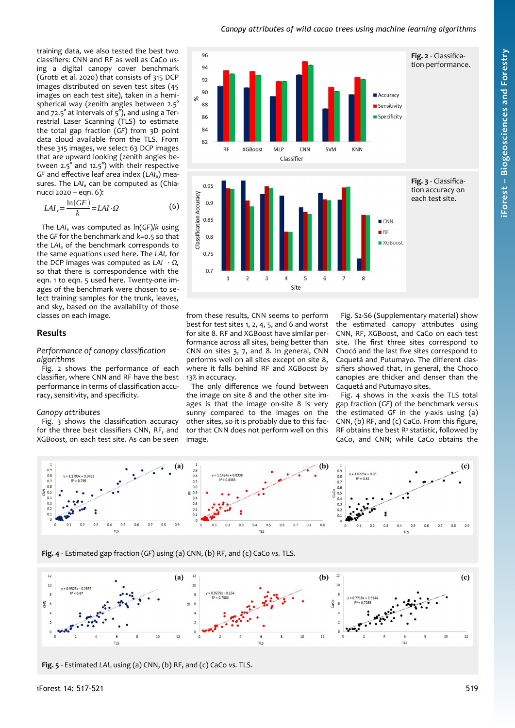training data, we also tested the best two classifiers: CNN and RF as well as CaCo using a digital canopy cover benchmark (Grotti et al. 2020) that consists of 315 DCP images distributed on seven test sites (45 images on each test site), taken in a hemispherical way (zenith angles between 2.5° and 72.5° at intervals of 5°), and using a Terrestrial Laser Scanning (TLS) to estimate the total gap fraction (*GF*) from 3D point data cloud available from the TLS. From these 315 images, we select 63 DCP images that are upward looking (zenith angles between 2.5° and 12.5°) with their respective *GF* and effective leaf area index ($LAI_e$) measures. The $LAI_e$ can be computed as (Chianucci 2020 – eqn. 6):

$$LAI_e = \frac{\ln(GF)}{k} = LAI \cdot \Omega \tag{6}$$

The $LAI_e$ was computed as $\ln(GF)/k$ using the *GF* for the benchmark and $k$=0.5 so that the $LAI_e$ of the benchmark corresponds to the same equations used here. The $LAI_e$ for the DCP images was computed as $LAI \cdot \Omega$, so that there is correspondence with the eqn. 1 to eqn. 5 used here. Twenty-one images of the benchmark were chosen to select training samples for the trunk, leaves, and sky, based on the availability of those classes on each image.

## Results

### *Performance of canopy classification algorithms*

Fig. 2 shows the performance of each classifier, where CNN and RF have the best performance in terms of classification accuracy, sensitivity, and specificity.

**Fig. 2** - Classification performance.

**Fig. 3** - Classification accuracy on each test site.

### *Canopy attributes*

Fig. 3 shows the classification accuracy for the three best classifiers CNN, RF, and XGBoost, on each test site. As can be seen from these results, CNN seems to perform best for test sites 1, 2, 4, 5, and 6 and worst for site 8. RF and XGBoost have similar performance across all sites, being better than CNN on sites 3, 7, and 8. In general, CNN performs well on all sites except on site 8, where it falls behind RF and XGBoost by 13% in accuracy.

The only difference we found between the image on site 8 and the other site images is that the image on-site 8 is very sunny compared to the images on the other sites, so it is probably due to this factor that CNN does not perform well on this image.

Fig. S2-S6 (Supplementary material) show the estimated canopy attributes using CNN, RF, XGBoost, and CaCo on each test site. The first three sites correspond to Chocó and the last five sites correspond to Caquetá and Putumayo. The different classifiers showed that, in general, the Choco canopies are thicker and denser than the Caquetá and Putumayo sites.

Fig. 4 shows in the x-axis the TLS total gap fraction (*GF*) of the benchmark versus the estimated *GF* in the y-axis using (a) CNN, (b) RF, and (c) CaCo. From this figure, RF obtains the best $R^2$ statistic, followed by CaCo, and CNN; while CaCo obtains the

**Fig. 4** - Estimated gap fraction (*GF*) using (a) CNN, (b) RF, and (c) CaCo *vs.* TLS.

**Fig. 5** - Estimated $LAI_e$ using (a) CNN, (b) RF, and (c) CaCo *vs.* TLS.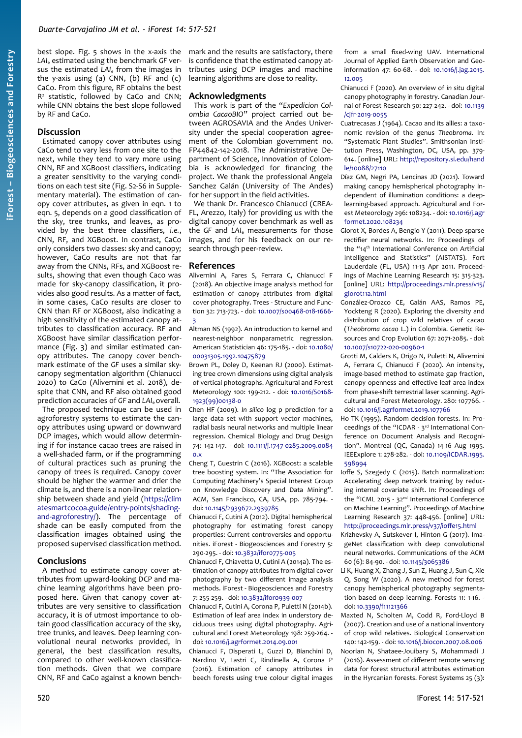best slope. Fig. 5 shows in the x-axis the $LAI_e$ estimated using the benchmark *GF* versus the estimated $LAI_e$ from the images in the y-axis using (a) CNN, (b) RF and (c) CaCo. From this figure, RF obtains the best $R^2$ statistic, followed by CaCo and CNN; while CNN obtains the best slope followed by RF and CaCo.

## Discussion

Estimated canopy cover attributes using CaCo tend to vary less from one site to the next, while they tend to vary more using CNN, RF and XGBoost classifiers, indicating a greater sensitivity to the varying conditions on each test site (Fig. S2-S6 in Supplementary material). The estimation of canopy cover attributes, as given in eqn. 1 to eqn. 5, depends on a good classification of the sky, tree trunks, and leaves, as provided by the best three classifiers, *i.e.*, CNN, RF, and XGBoost. In contrast, CaCo only considers two classes: sky and canopy; however, CaCo results are not that far away from the CNNs, RFs, and XGBoost results, showing that even though Caco was made for sky-canopy classification, it provides also good results. As a matter of fact, in some cases, CaCo results are closer to CNN than RF or XGBoost, also indicating a high sensitivity of the estimated canopy attributes to classification accuracy. RF and XGBoost have similar classification performance (Fig. 3) and similar estimated canopy attributes. The canopy cover benchmark estimate of the *GF* uses a similar sky-canopy segmentation algorithm (Chianucci 2020) to CaCo (Alivernini et al. 2018), despite that CNN, and RF also obtained good prediction accuracies of *GF* and $LAI_e$ overall.

The proposed technique can be used in agroforestry systems to estimate the canopy attributes using upward or downward DCP images, which would allow determining if for instance cacao trees are raised in a well-shaded farm, or if the programming of cultural practices such as pruning the canopy of trees is required. Canopy cover should be higher the warmer and drier the climate is, and there is a non-linear relationship between shade and yield (https://climatesmartcocoa.guide/entry-points/shading-and-agroforestry/). The percentage of shade can be easily computed from the classification images obtained using the proposed supervised classification method.

## Conclusions

A method to estimate canopy cover attributes from upward-looking DCP and machine learning algorithms have been proposed here. Given that canopy cover attributes are very sensitive to classification accuracy, it is of utmost importance to obtain good classification accuracy of the sky, tree trunks, and leaves. Deep learning convolutional neural networks provided, in general, the best classification results, compared to other well-known classification methods. Given that we compare CNN, RF and CaCo against a known benchmark and the results are satisfactory, there is confidence that the estimated canopy attributes using DCP images and machine learning algorithms are close to reality.

## Acknowledgments

This work is part of the "*Expedicion Colombia CacaoBIO*" project carried out between AGROSAVIA and the Andes University under the special cooperation agreement of the Colombian government no. FP44842-142-2018. The Administrative Department of Science, Innovation of Colombia is acknowledged for financing the project. We thank the professional Angela Sanchez Galán (University of The Andes) for her support in the field activities.

We thank Dr. Francesco Chianucci (CREA-FL, Arezzo, Italy) for providing us with the digital canopy cover benchmark as well as the *GF* and $LAI_e$ measurements for those images, and for his feedback on our research through peer-review.

## References

Alivernini A, Fares S, Ferrara C, Chianucci F (2018). An objective image analysis method for estimation of canopy attributes from digital cover photography. Trees - Structure and Function 32: 713-723. - doi: 10.1007/s00468-018-1666-3

Altman NS (1992). An introduction to kernel and nearest-neighbor nonparametric regression. American Statistician 46: 175-185. - doi: 10.1080/00031305.1992.10475879

Brown PL, Doley D, Keenan RJ (2000). Estimating tree crown dimensions using digital analysis of vertical photographs. Agricultural and Forest Meteorology 100: 199-212. - doi: 10.1016/S0168-1923(99)00138-0

Chen HF (2009). *In silico* log p prediction for a large data set with support vector machines, radial basis neural networks and multiple linear regression. Chemical Biology and Drug Design 74: 142-147. - doi: 10.1111/j.1747-0285.2009.00840.x

Cheng T, Guestrin C (2016). XGBoost: a scalable tree boosting system. In: "The Association for Computing Machinery's Special Interest Group on Knowledge Discovery and Data Mining". ACM, San Francisco, CA, USA, pp. 785-794. - doi: 10.1145/2939672.2939785

Chianucci F, Cutini A (2012). Digital hemispherical photography for estimating forest canopy properties: Current controversies and opportunities. iForest - Biogeosciences and Forestry 5: 290-295. - doi: 10.3832/ifor0775-005

Chianucci F, Chiavetta U, Cutini A (2014a). The estimation of canopy attributes from digital cover photography by two different image analysis methods. iForest - Biogeosciences and Forestry 7: 255-259. - doi: 10.3832/ifor0939-007

Chianucci F, Cutini A, Corona P, Puletti N (2014b). Estimation of leaf area index in understory deciduous trees using digital photography. Agricultural and Forest Meteorology 198: 259-264. - doi: 10.1016/j.agrformet.2014.09.001

Chianucci F, Disperati L, Guzzi D, Bianchini D, Nardino V, Lastri C, Rindinella A, Corona P (2016). Estimation of canopy attributes in beech forests using true colour digital images from a small fixed-wing UAV. International Journal of Applied Earth Observation and Geoinformation 47: 60-68. - doi: 10.1016/j.jag.2015.12.005

Chianucci F (2020). An overview of *in situ* digital canopy photography in forestry. Canadian Journal of Forest Research 50: 227-242. - doi: 10.1139/cjfr-2019-0055

Cuatrecasas J (1964). Cacao and its allies: a taxonomic revision of the genus *Theobroma*. In: "Systematic Plant Studies". Smithsonian Institution Press, Washington, DC, USA, pp. 379-614. [online] URL: http://repository.si.edu/handle/10088/27110

Díaz GM, Negri PA, Lencinas JD (2021). Toward making canopy hemispherical photography independent of illumination conditions: a deep-learning-based approach. Agricultural and Forest Meteorology 296: 108234. - doi: 10.1016/j.agrformet.2020.108234

Glorot X, Bordes A, Bengio Y (2011). Deep sparse rectifier neural networks. In: Proceedings of the "14th International Conference on Artificial Intelligence and Statistics" (AISTATS). Fort Lauderdale (FL, USA) 11-13 Apr 2011. Proceedings of Machine Learning Research 15: 315-323. [online] URL: http://proceedings.mlr.press/v15/glorot11a.html

González-Orozco CE, Galán AAS, Ramos PE, Yockteng R (2020). Exploring the diversity and distribution of crop wild relatives of cacao (*Theobroma cacao* L.) in Colombia. Genetic Resources and Crop Evolution 67: 2071-2085. - doi: 10.1007/s10722-020-00960-1

Grotti M, Calders K, Origo N, Puletti N, Alivernini A, Ferrara C, Chianucci F (2020). An intensity, image-based method to estimate gap fraction, canopy openness and effective leaf area index from phase-shift terrestrial laser scanning. Agricultural and Forest Meteorology. 280: 107766. - doi: 10.1016/j.agrformet.2019.107766

Ho TK (1995). Random decision forests. In: Proceedings of the "ICDAR - 3rd International Conference on Document Analysis and Recognition". Montreal (QC, Canada) 14-16 Aug 1995. IEEExplore 1: 278-282. - doi: 10.1109/ICDAR.1995.598994

Ioffe S, Szegedy C (2015). Batch normalization: Accelerating deep network training by reducing internal covariate shift. In: Proceedings of the "ICML 2015 - 32nd International Conference on Machine Learning". Proceedings of Machine Learning Research 37: 448-456. [online] URL: http://proceedings.mlr.press/v37/ioffe15.html

Krizhevsky A, Sutskever I, Hinton G (2017). ImageNet classification with deep convolutional neural networks. Communications of the ACM 60 (6): 84-90. - doi: 10.1145/3065386

Li K, Huang X, Zhang J, Sun Z, Huang J, Sun C, Xie Q, Song W (2020). A new method for forest canopy hemispherical photography segmentation based on deep learning. Forests 11: 1-16. - doi: 10.3390/f11121366

Maxted N, Scholten M, Codd R, Ford-Lloyd B (2007). Creation and use of a national inventory of crop wild relatives. Biological Conservation 140: 142-159. - doi: 10.1016/j.biocon.2007.08.006

Noorian N, Shataee-Joubary S, Mohammadi J (2016). Assessment of different remote sensing data for forest structural attributes estimation in the Hyrcanian forests. Forest Systems 25 (3):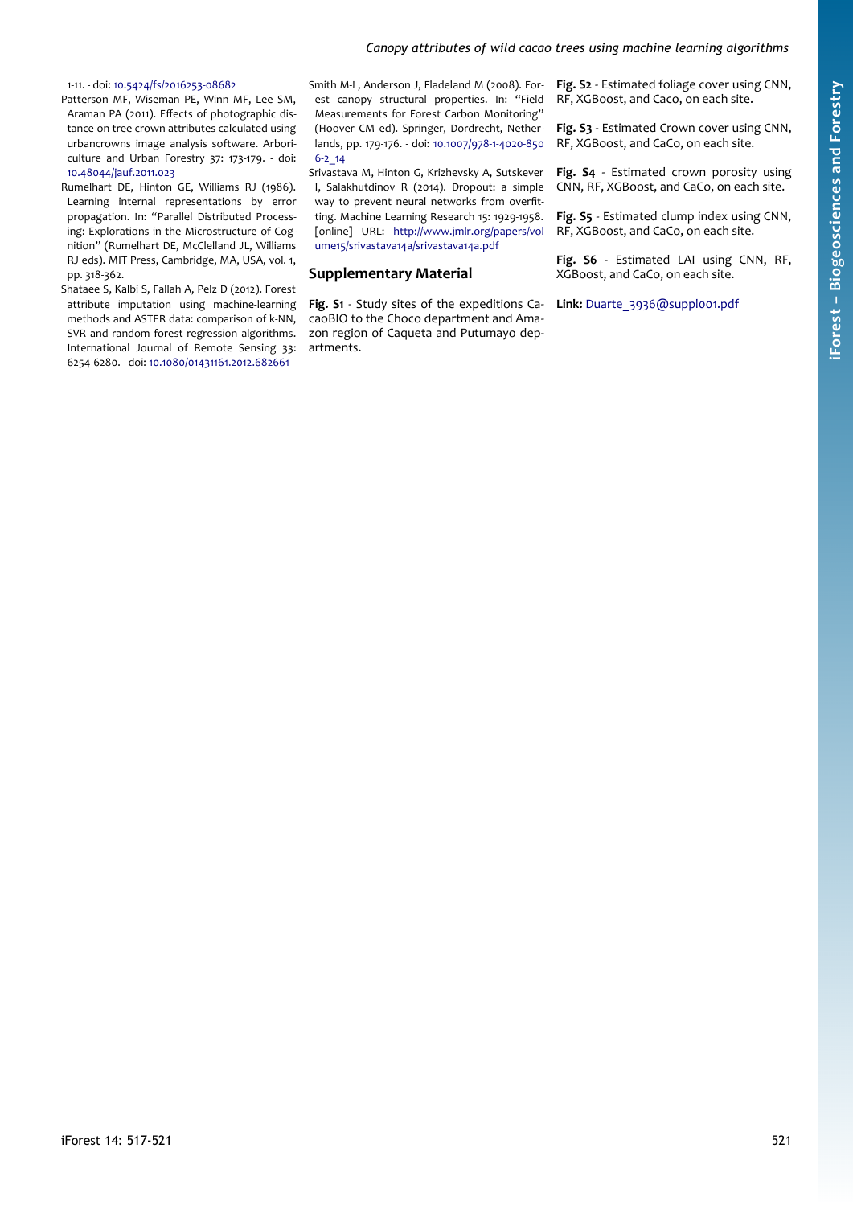1-11. - doi: 10.5424/fs/2016253-08682

Patterson MF, Wiseman PE, Winn MF, Lee SM, Araman PA (2011). Effects of photographic distance on tree crown attributes calculated using urbancrowns image analysis software. Arboriculture and Urban Forestry 37: 173-179. - doi: 10.48044/jauf.2011.023

Rumelhart DE, Hinton GE, Williams RJ (1986). Learning internal representations by error propagation. In: "Parallel Distributed Processing: Explorations in the Microstructure of Cognition" (Rumelhart DE, McClelland JL, Williams RJ eds). MIT Press, Cambridge, MA, USA, vol. 1, pp. 318-362.

Shataee S, Kalbi S, Fallah A, Pelz D (2012). Forest attribute imputation using machine-learning methods and ASTER data: comparison of k-NN, SVR and random forest regression algorithms. International Journal of Remote Sensing 33: 6254-6280. - doi: 10.1080/01431161.2012.682661

Smith M-L, Anderson J, Fladeland M (2008). Forest canopy structural properties. In: "Field Measurements for Forest Carbon Monitoring" (Hoover CM ed). Springer, Dordrecht, Netherlands, pp. 179-176. - doi: 10.1007/978-1-4020-8506-2_14

Srivastava M, Hinton G, Krizhevsky A, Sutskever I, Salakhutdinov R (2014). Dropout: a simple way to prevent neural networks from overfitting. Machine Learning Research 15: 1929-1958. [online] URL: http://www.jmlr.org/papers/volume15/srivastava14a/srivastava14a.pdf

## Supplementary Material

**Fig. S1** - Study sites of the expeditions CacaoBIO to the Choco department and Amazon region of Caqueta and Putumayo departments.

**Fig. S2** - Estimated foliage cover using CNN, RF, XGBoost, and Caco, on each site.

**Fig. S3** - Estimated Crown cover using CNN, RF, XGBoost, and CaCo, on each site.

**Fig. S4** - Estimated crown porosity using CNN, RF, XGBoost, and CaCo, on each site.

**Fig. S5** - Estimated clump index using CNN, RF, XGBoost, and CaCo, on each site.

**Fig. S6** - Estimated LAI using CNN, RF, XGBoost, and CaCo, on each site.

**Link:** Duarte_3936@suppl001.pdf